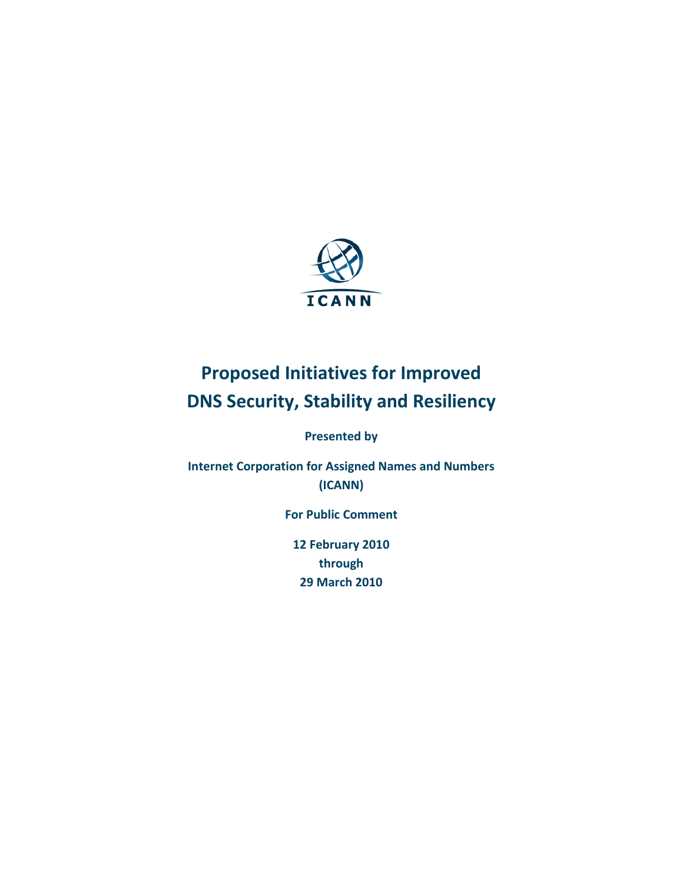ICANN

# Proposed Initiatives for Improved DNS Security, Stability and Resiliency

**Presented by**

**Internet Corporation for Assigned Names and Numbers (ICANN)**

**For Public Comment**

**12 February 2010**
**through**
**29 March 2010**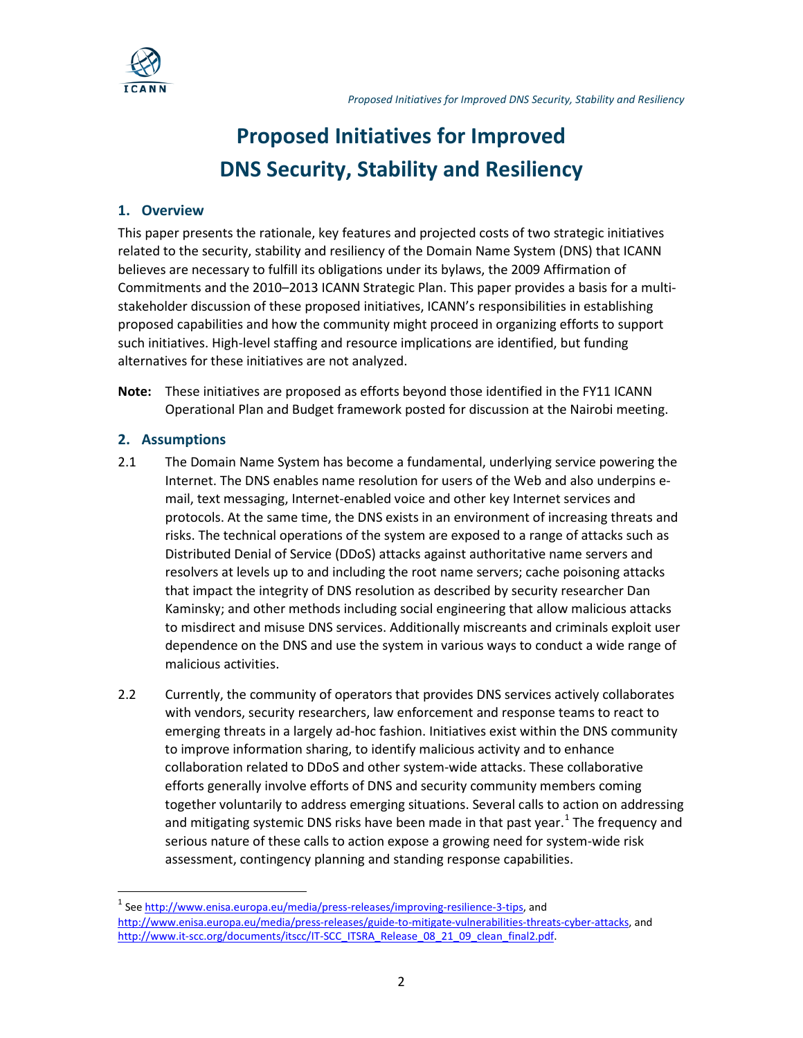# Proposed Initiatives for Improved DNS Security, Stability and Resiliency

## 1. Overview

This paper presents the rationale, key features and projected costs of two strategic initiatives related to the security, stability and resiliency of the Domain Name System (DNS) that ICANN believes are necessary to fulfill its obligations under its bylaws, the 2009 Affirmation of Commitments and the 2010–2013 ICANN Strategic Plan. This paper provides a basis for a multi-stakeholder discussion of these proposed initiatives, ICANN's responsibilities in establishing proposed capabilities and how the community might proceed in organizing efforts to support such initiatives. High-level staffing and resource implications are identified, but funding alternatives for these initiatives are not analyzed.

**Note:** These initiatives are proposed as efforts beyond those identified in the FY11 ICANN Operational Plan and Budget framework posted for discussion at the Nairobi meeting.

## 2. Assumptions

2.1 The Domain Name System has become a fundamental, underlying service powering the Internet. The DNS enables name resolution for users of the Web and also underpins e-mail, text messaging, Internet-enabled voice and other key Internet services and protocols. At the same time, the DNS exists in an environment of increasing threats and risks. The technical operations of the system are exposed to a range of attacks such as Distributed Denial of Service (DDoS) attacks against authoritative name servers and resolvers at levels up to and including the root name servers; cache poisoning attacks that impact the integrity of DNS resolution as described by security researcher Dan Kaminsky; and other methods including social engineering that allow malicious attacks to misdirect and misuse DNS services. Additionally miscreants and criminals exploit user dependence on the DNS and use the system in various ways to conduct a wide range of malicious activities.

2.2 Currently, the community of operators that provides DNS services actively collaborates with vendors, security researchers, law enforcement and response teams to react to emerging threats in a largely ad-hoc fashion. Initiatives exist within the DNS community to improve information sharing, to identify malicious activity and to enhance collaboration related to DDoS and other system-wide attacks. These collaborative efforts generally involve efforts of DNS and security community members coming together voluntarily to address emerging situations. Several calls to action on addressing and mitigating systemic DNS risks have been made in that past year.[1] The frequency and serious nature of these calls to action expose a growing need for system-wide risk assessment, contingency planning and standing response capabilities.

---

[1] See http://www.enisa.europa.eu/media/press-releases/improving-resilience-3-tips, and http://www.enisa.europa.eu/media/press-releases/guide-to-mitigate-vulnerabilities-threats-cyber-attacks, and http://www.it-scc.org/documents/itscc/IT-SCC_ITSRA_Release_08_21_09_clean_final2.pdf.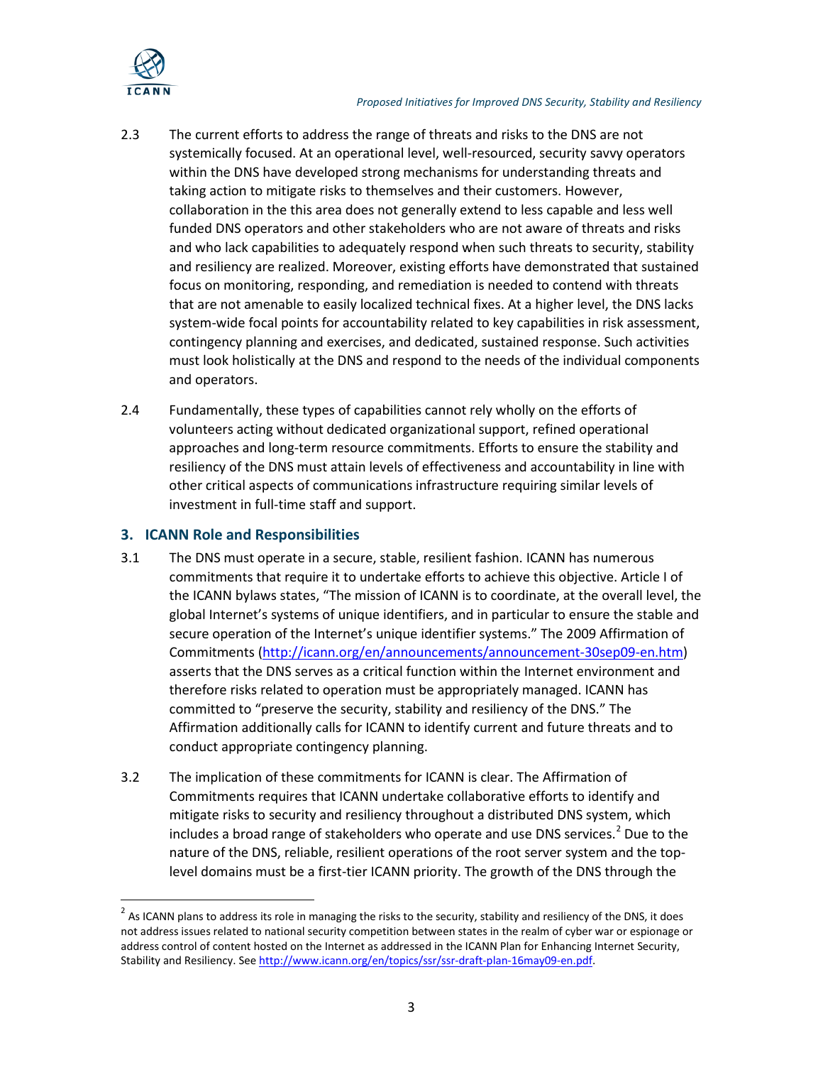2.3 The current efforts to address the range of threats and risks to the DNS are not systemically focused. At an operational level, well-resourced, security savvy operators within the DNS have developed strong mechanisms for understanding threats and taking action to mitigate risks to themselves and their customers. However, collaboration in the this area does not generally extend to less capable and less well funded DNS operators and other stakeholders who are not aware of threats and risks and who lack capabilities to adequately respond when such threats to security, stability and resiliency are realized. Moreover, existing efforts have demonstrated that sustained focus on monitoring, responding, and remediation is needed to contend with threats that are not amenable to easily localized technical fixes. At a higher level, the DNS lacks system-wide focal points for accountability related to key capabilities in risk assessment, contingency planning and exercises, and dedicated, sustained response. Such activities must look holistically at the DNS and respond to the needs of the individual components and operators.

2.4 Fundamentally, these types of capabilities cannot rely wholly on the efforts of volunteers acting without dedicated organizational support, refined operational approaches and long-term resource commitments. Efforts to ensure the stability and resiliency of the DNS must attain levels of effectiveness and accountability in line with other critical aspects of communications infrastructure requiring similar levels of investment in full-time staff and support.

## 3. ICANN Role and Responsibilities

3.1 The DNS must operate in a secure, stable, resilient fashion. ICANN has numerous commitments that require it to undertake efforts to achieve this objective. Article I of the ICANN bylaws states, "The mission of ICANN is to coordinate, at the overall level, the global Internet's systems of unique identifiers, and in particular to ensure the stable and secure operation of the Internet's unique identifier systems." The 2009 Affirmation of Commitments (http://icann.org/en/announcements/announcement-30sep09-en.htm) asserts that the DNS serves as a critical function within the Internet environment and therefore risks related to operation must be appropriately managed. ICANN has committed to "preserve the security, stability and resiliency of the DNS." The Affirmation additionally calls for ICANN to identify current and future threats and to conduct appropriate contingency planning.

3.2 The implication of these commitments for ICANN is clear. The Affirmation of Commitments requires that ICANN undertake collaborative efforts to identify and mitigate risks to security and resiliency throughout a distributed DNS system, which includes a broad range of stakeholders who operate and use DNS services.[2] Due to the nature of the DNS, reliable, resilient operations of the root server system and the top-level domains must be a first-tier ICANN priority. The growth of the DNS through the

---

[2] As ICANN plans to address its role in managing the risks to the security, stability and resiliency of the DNS, it does not address issues related to national security competition between states in the realm of cyber war or espionage or address control of content hosted on the Internet as addressed in the ICANN Plan for Enhancing Internet Security, Stability and Resiliency. See http://www.icann.org/en/topics/ssr/ssr-draft-plan-16may09-en.pdf.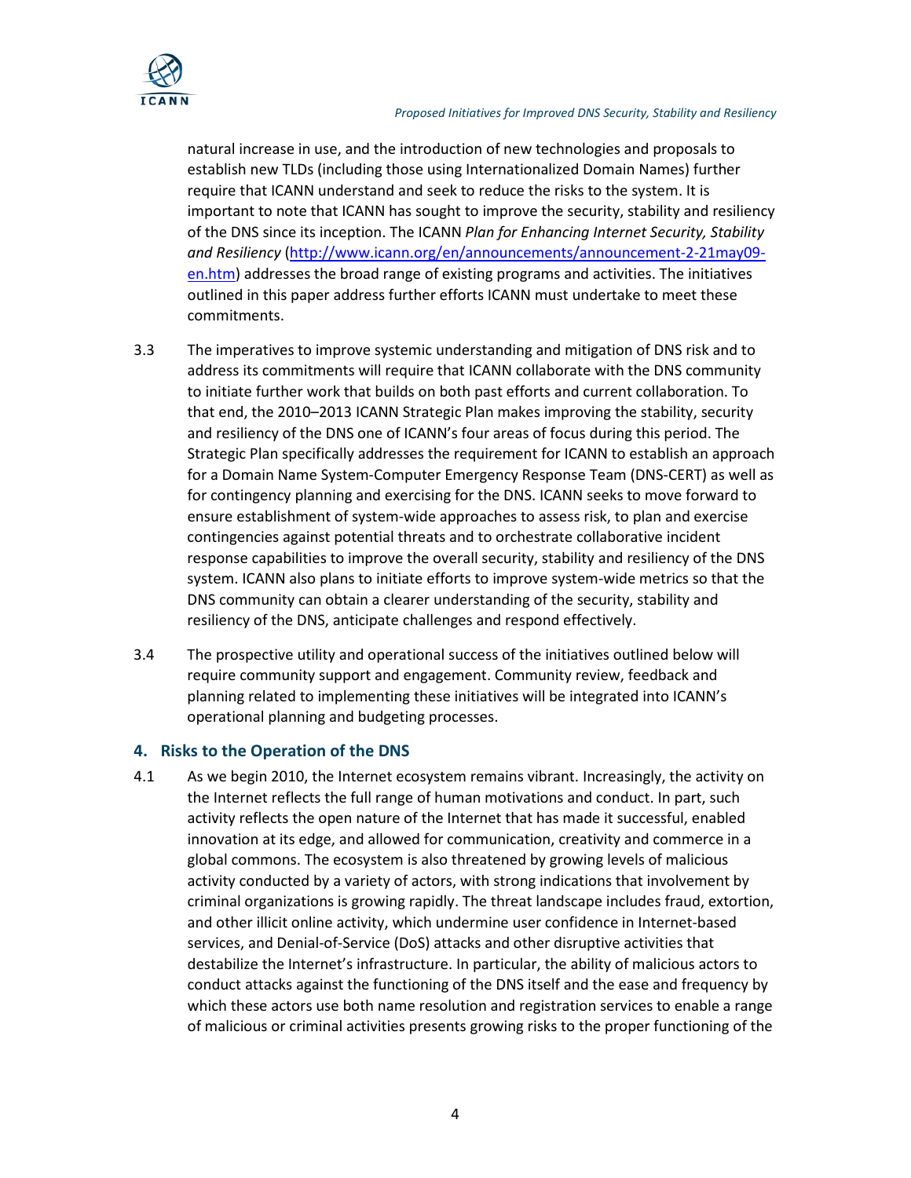natural increase in use, and the introduction of new technologies and proposals to establish new TLDs (including those using Internationalized Domain Names) further require that ICANN understand and seek to reduce the risks to the system. It is important to note that ICANN has sought to improve the security, stability and resiliency of the DNS since its inception. The ICANN *Plan for Enhancing Internet Security, Stability and Resiliency* ([http://www.icann.org/en/announcements/announcement-2-21may09-en.htm](http://www.icann.org/en/announcements/announcement-2-21may09-en.htm)) addresses the broad range of existing programs and activities. The initiatives outlined in this paper address further efforts ICANN must undertake to meet these commitments.

3.3 The imperatives to improve systemic understanding and mitigation of DNS risk and to address its commitments will require that ICANN collaborate with the DNS community to initiate further work that builds on both past efforts and current collaboration. To that end, the 2010–2013 ICANN Strategic Plan makes improving the stability, security and resiliency of the DNS one of ICANN's four areas of focus during this period. The Strategic Plan specifically addresses the requirement for ICANN to establish an approach for a Domain Name System-Computer Emergency Response Team (DNS-CERT) as well as for contingency planning and exercising for the DNS. ICANN seeks to move forward to ensure establishment of system-wide approaches to assess risk, to plan and exercise contingencies against potential threats and to orchestrate collaborative incident response capabilities to improve the overall security, stability and resiliency of the DNS system. ICANN also plans to initiate efforts to improve system-wide metrics so that the DNS community can obtain a clearer understanding of the security, stability and resiliency of the DNS, anticipate challenges and respond effectively.

3.4 The prospective utility and operational success of the initiatives outlined below will require community support and engagement. Community review, feedback and planning related to implementing these initiatives will be integrated into ICANN's operational planning and budgeting processes.

## 4. Risks to the Operation of the DNS

4.1 As we begin 2010, the Internet ecosystem remains vibrant. Increasingly, the activity on the Internet reflects the full range of human motivations and conduct. In part, such activity reflects the open nature of the Internet that has made it successful, enabled innovation at its edge, and allowed for communication, creativity and commerce in a global commons. The ecosystem is also threatened by growing levels of malicious activity conducted by a variety of actors, with strong indications that involvement by criminal organizations is growing rapidly. The threat landscape includes fraud, extortion, and other illicit online activity, which undermine user confidence in Internet-based services, and Denial-of-Service (DoS) attacks and other disruptive activities that destabilize the Internet's infrastructure. In particular, the ability of malicious actors to conduct attacks against the functioning of the DNS itself and the ease and frequency by which these actors use both name resolution and registration services to enable a range of malicious or criminal activities presents growing risks to the proper functioning of the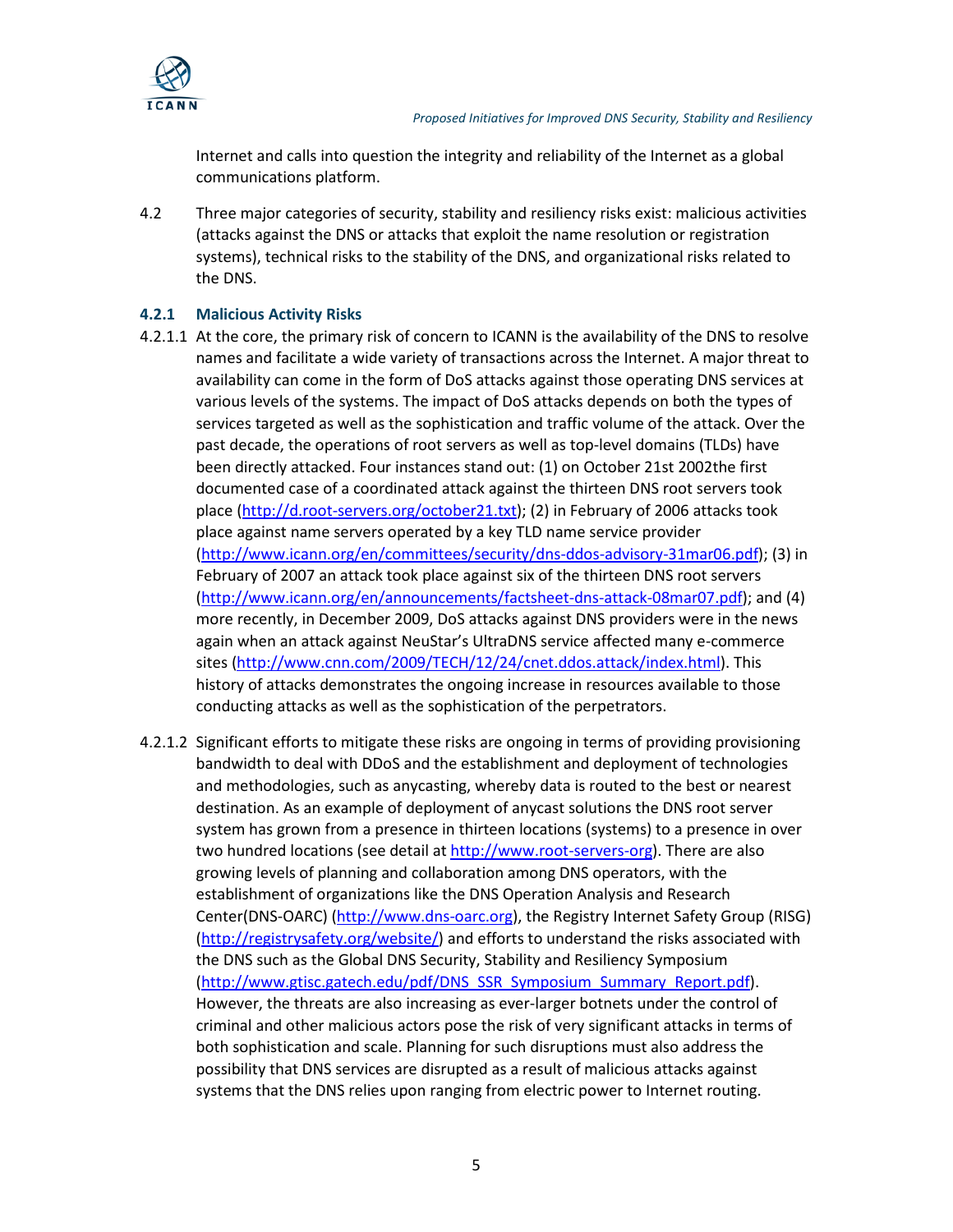Internet and calls into question the integrity and reliability of the Internet as a global communications platform.

4.2 Three major categories of security, stability and resiliency risks exist: malicious activities (attacks against the DNS or attacks that exploit the name resolution or registration systems), technical risks to the stability of the DNS, and organizational risks related to the DNS.

### 4.2.1 Malicious Activity Risks

4.2.1.1 At the core, the primary risk of concern to ICANN is the availability of the DNS to resolve names and facilitate a wide variety of transactions across the Internet. A major threat to availability can come in the form of DoS attacks against those operating DNS services at various levels of the systems. The impact of DoS attacks depends on both the types of services targeted as well as the sophistication and traffic volume of the attack. Over the past decade, the operations of root servers as well as top-level domains (TLDs) have been directly attacked. Four instances stand out: (1) on October 21st 2002the first documented case of a coordinated attack against the thirteen DNS root servers took place (http://d.root-servers.org/october21.txt); (2) in February of 2006 attacks took place against name servers operated by a key TLD name service provider (http://www.icann.org/en/committees/security/dns-ddos-advisory-31mar06.pdf); (3) in February of 2007 an attack took place against six of the thirteen DNS root servers (http://www.icann.org/en/announcements/factsheet-dns-attack-08mar07.pdf); and (4) more recently, in December 2009, DoS attacks against DNS providers were in the news again when an attack against NeuStar's UltraDNS service affected many e-commerce sites (http://www.cnn.com/2009/TECH/12/24/cnet.ddos.attack/index.html). This history of attacks demonstrates the ongoing increase in resources available to those conducting attacks as well as the sophistication of the perpetrators.

4.2.1.2 Significant efforts to mitigate these risks are ongoing in terms of providing provisioning bandwidth to deal with DDoS and the establishment and deployment of technologies and methodologies, such as anycasting, whereby data is routed to the best or nearest destination. As an example of deployment of anycast solutions the DNS root server system has grown from a presence in thirteen locations (systems) to a presence in over two hundred locations (see detail at http://www.root-servers-org). There are also growing levels of planning and collaboration among DNS operators, with the establishment of organizations like the DNS Operation Analysis and Research Center(DNS-OARC) (http://www.dns-oarc.org), the Registry Internet Safety Group (RISG) (http://registrysafety.org/website/) and efforts to understand the risks associated with the DNS such as the Global DNS Security, Stability and Resiliency Symposium (http://www.gtisc.gatech.edu/pdf/DNS_SSR_Symposium_Summary_Report.pdf). However, the threats are also increasing as ever-larger botnets under the control of criminal and other malicious actors pose the risk of very significant attacks in terms of both sophistication and scale. Planning for such disruptions must also address the possibility that DNS services are disrupted as a result of malicious attacks against systems that the DNS relies upon ranging from electric power to Internet routing.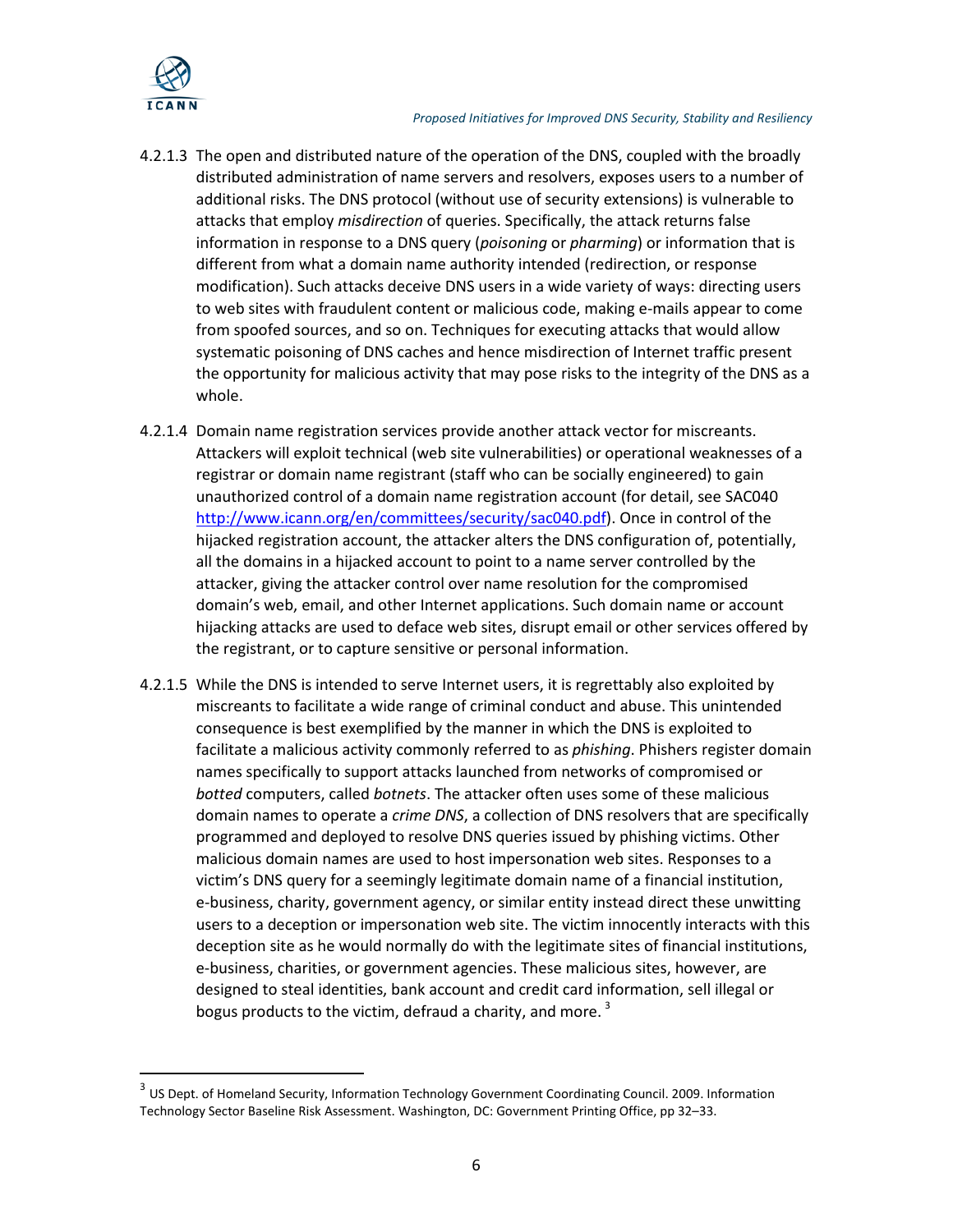4.2.1.3 The open and distributed nature of the operation of the DNS, coupled with the broadly distributed administration of name servers and resolvers, exposes users to a number of additional risks. The DNS protocol (without use of security extensions) is vulnerable to attacks that employ *misdirection* of queries. Specifically, the attack returns false information in response to a DNS query (*poisoning* or *pharming*) or information that is different from what a domain name authority intended (redirection, or response modification). Such attacks deceive DNS users in a wide variety of ways: directing users to web sites with fraudulent content or malicious code, making e-mails appear to come from spoofed sources, and so on. Techniques for executing attacks that would allow systematic poisoning of DNS caches and hence misdirection of Internet traffic present the opportunity for malicious activity that may pose risks to the integrity of the DNS as a whole.

4.2.1.4 Domain name registration services provide another attack vector for miscreants. Attackers will exploit technical (web site vulnerabilities) or operational weaknesses of a registrar or domain name registrant (staff who can be socially engineered) to gain unauthorized control of a domain name registration account (for detail, see SAC040 http://www.icann.org/en/committees/security/sac040.pdf). Once in control of the hijacked registration account, the attacker alters the DNS configuration of, potentially, all the domains in a hijacked account to point to a name server controlled by the attacker, giving the attacker control over name resolution for the compromised domain's web, email, and other Internet applications. Such domain name or account hijacking attacks are used to deface web sites, disrupt email or other services offered by the registrant, or to capture sensitive or personal information.

4.2.1.5 While the DNS is intended to serve Internet users, it is regrettably also exploited by miscreants to facilitate a wide range of criminal conduct and abuse. This unintended consequence is best exemplified by the manner in which the DNS is exploited to facilitate a malicious activity commonly referred to as *phishing*. Phishers register domain names specifically to support attacks launched from networks of compromised or *botted* computers, called *botnets*. The attacker often uses some of these malicious domain names to operate a *crime DNS*, a collection of DNS resolvers that are specifically programmed and deployed to resolve DNS queries issued by phishing victims. Other malicious domain names are used to host impersonation web sites. Responses to a victim's DNS query for a seemingly legitimate domain name of a financial institution, e-business, charity, government agency, or similar entity instead direct these unwitting users to a deception or impersonation web site. The victim innocently interacts with this deception site as he would normally do with the legitimate sites of financial institutions, e-business, charities, or government agencies. These malicious sites, however, are designed to steal identities, bank account and credit card information, sell illegal or bogus products to the victim, defraud a charity, and more. [3]

---

[3] US Dept. of Homeland Security, Information Technology Government Coordinating Council. 2009. Information Technology Sector Baseline Risk Assessment. Washington, DC: Government Printing Office, pp 32–33.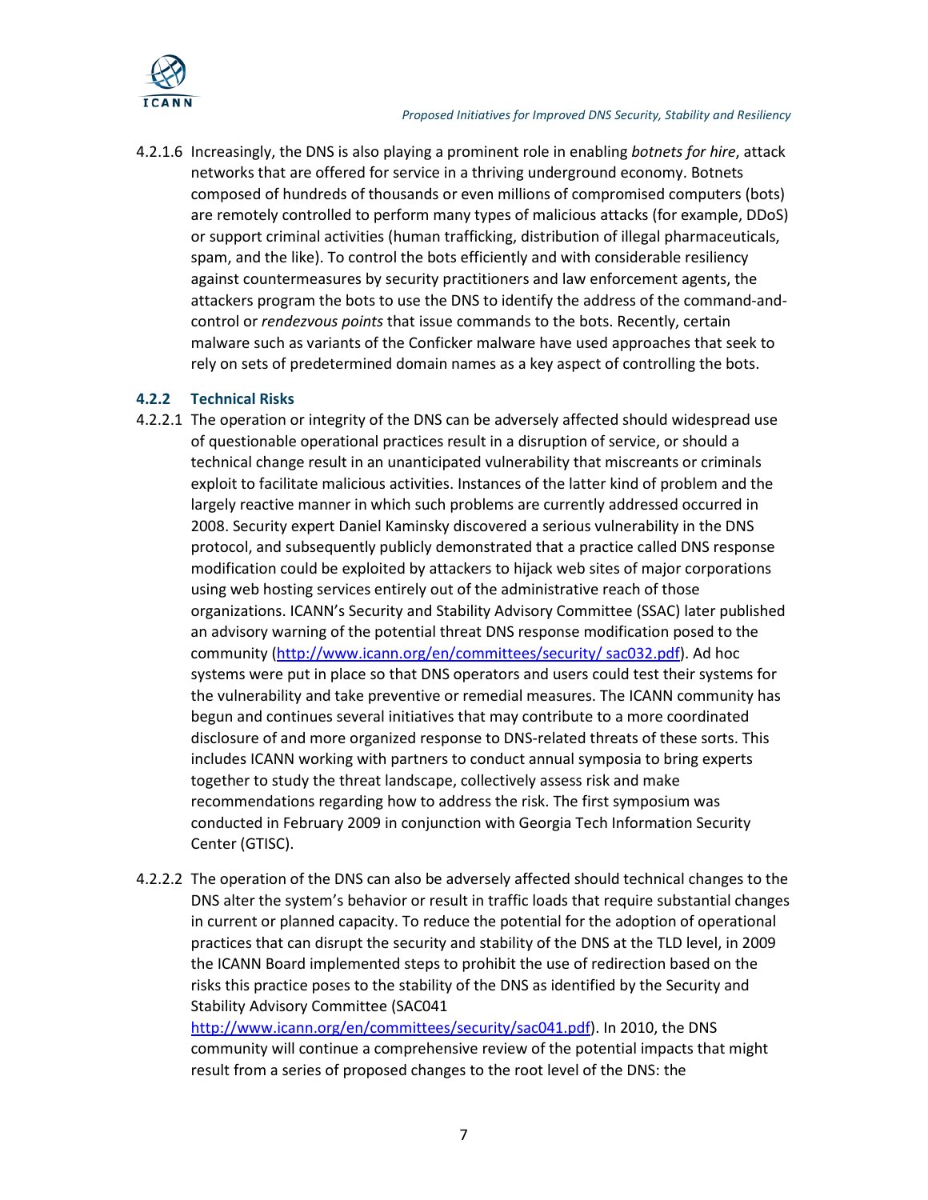4.2.1.6 Increasingly, the DNS is also playing a prominent role in enabling *botnets for hire*, attack networks that are offered for service in a thriving underground economy. Botnets composed of hundreds of thousands or even millions of compromised computers (bots) are remotely controlled to perform many types of malicious attacks (for example, DDoS) or support criminal activities (human trafficking, distribution of illegal pharmaceuticals, spam, and the like). To control the bots efficiently and with considerable resiliency against countermeasures by security practitioners and law enforcement agents, the attackers program the bots to use the DNS to identify the address of the command-and-control or *rendezvous points* that issue commands to the bots. Recently, certain malware such as variants of the Conficker malware have used approaches that seek to rely on sets of predetermined domain names as a key aspect of controlling the bots.

### 4.2.2 Technical Risks

4.2.2.1 The operation or integrity of the DNS can be adversely affected should widespread use of questionable operational practices result in a disruption of service, or should a technical change result in an unanticipated vulnerability that miscreants or criminals exploit to facilitate malicious activities. Instances of the latter kind of problem and the largely reactive manner in which such problems are currently addressed occurred in 2008. Security expert Daniel Kaminsky discovered a serious vulnerability in the DNS protocol, and subsequently publicly demonstrated that a practice called DNS response modification could be exploited by attackers to hijack web sites of major corporations using web hosting services entirely out of the administrative reach of those organizations. ICANN's Security and Stability Advisory Committee (SSAC) later published an advisory warning of the potential threat DNS response modification posed to the community ([http://www.icann.org/en/committees/security/ sac032.pdf](http://www.icann.org/en/committees/security/sac032.pdf)). Ad hoc systems were put in place so that DNS operators and users could test their systems for the vulnerability and take preventive or remedial measures. The ICANN community has begun and continues several initiatives that may contribute to a more coordinated disclosure of and more organized response to DNS-related threats of these sorts. This includes ICANN working with partners to conduct annual symposia to bring experts together to study the threat landscape, collectively assess risk and make recommendations regarding how to address the risk. The first symposium was conducted in February 2009 in conjunction with Georgia Tech Information Security Center (GTISC).

4.2.2.2 The operation of the DNS can also be adversely affected should technical changes to the DNS alter the system's behavior or result in traffic loads that require substantial changes in current or planned capacity. To reduce the potential for the adoption of operational practices that can disrupt the security and stability of the DNS at the TLD level, in 2009 the ICANN Board implemented steps to prohibit the use of redirection based on the risks this practice poses to the stability of the DNS as identified by the Security and Stability Advisory Committee (SAC041 [http://www.icann.org/en/committees/security/sac041.pdf](http://www.icann.org/en/committees/security/sac041.pdf)). In 2010, the DNS community will continue a comprehensive review of the potential impacts that might result from a series of proposed changes to the root level of the DNS: the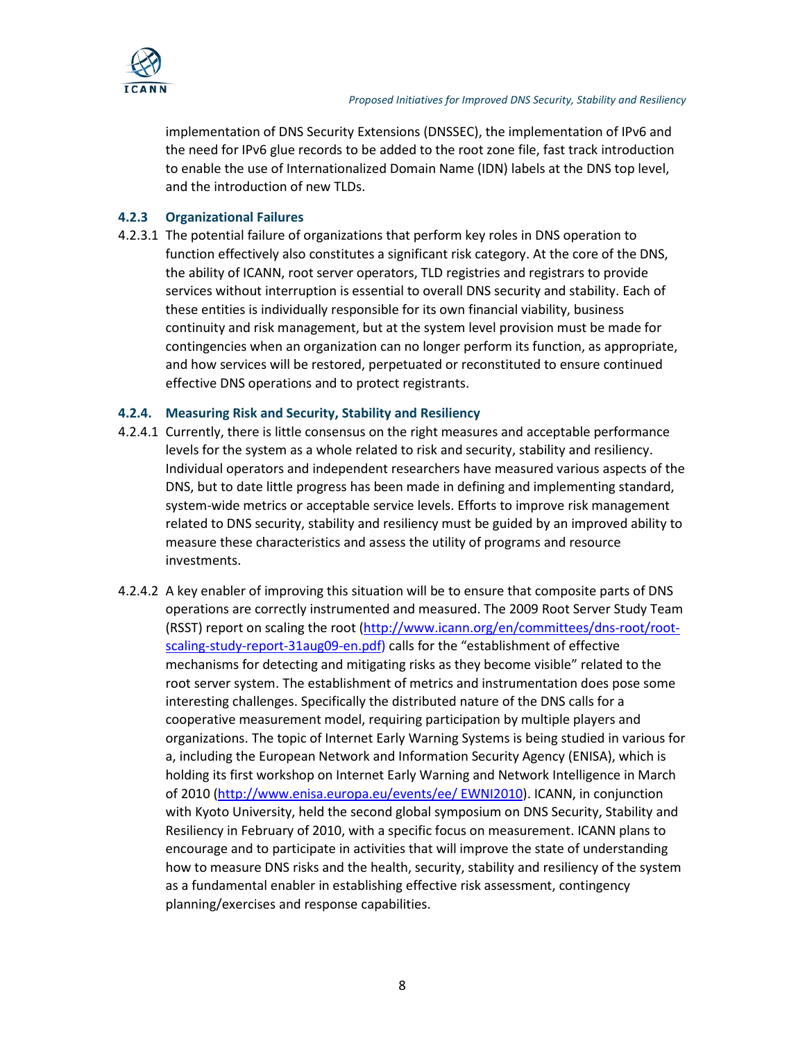implementation of DNS Security Extensions (DNSSEC), the implementation of IPv6 and the need for IPv6 glue records to be added to the root zone file, fast track introduction to enable the use of Internationalized Domain Name (IDN) labels at the DNS top level, and the introduction of new TLDs.

### 4.2.3 Organizational Failures

4.2.3.1 The potential failure of organizations that perform key roles in DNS operation to function effectively also constitutes a significant risk category. At the core of the DNS, the ability of ICANN, root server operators, TLD registries and registrars to provide services without interruption is essential to overall DNS security and stability. Each of these entities is individually responsible for its own financial viability, business continuity and risk management, but at the system level provision must be made for contingencies when an organization can no longer perform its function, as appropriate, and how services will be restored, perpetuated or reconstituted to ensure continued effective DNS operations and to protect registrants.

### 4.2.4. Measuring Risk and Security, Stability and Resiliency

4.2.4.1 Currently, there is little consensus on the right measures and acceptable performance levels for the system as a whole related to risk and security, stability and resiliency. Individual operators and independent researchers have measured various aspects of the DNS, but to date little progress has been made in defining and implementing standard, system-wide metrics or acceptable service levels. Efforts to improve risk management related to DNS security, stability and resiliency must be guided by an improved ability to measure these characteristics and assess the utility of programs and resource investments.

4.2.4.2 A key enabler of improving this situation will be to ensure that composite parts of DNS operations are correctly instrumented and measured. The 2009 Root Server Study Team (RSST) report on scaling the root (http://www.icann.org/en/committees/dns-root/root-scaling-study-report-31aug09-en.pdf) calls for the "establishment of effective mechanisms for detecting and mitigating risks as they become visible" related to the root server system. The establishment of metrics and instrumentation does pose some interesting challenges. Specifically the distributed nature of the DNS calls for a cooperative measurement model, requiring participation by multiple players and organizations. The topic of Internet Early Warning Systems is being studied in various for a, including the European Network and Information Security Agency (ENISA), which is holding its first workshop on Internet Early Warning and Network Intelligence in March of 2010 (http://www.enisa.europa.eu/events/ee/ EWNI2010). ICANN, in conjunction with Kyoto University, held the second global symposium on DNS Security, Stability and Resiliency in February of 2010, with a specific focus on measurement. ICANN plans to encourage and to participate in activities that will improve the state of understanding how to measure DNS risks and the health, security, stability and resiliency of the system as a fundamental enabler in establishing effective risk assessment, contingency planning/exercises and response capabilities.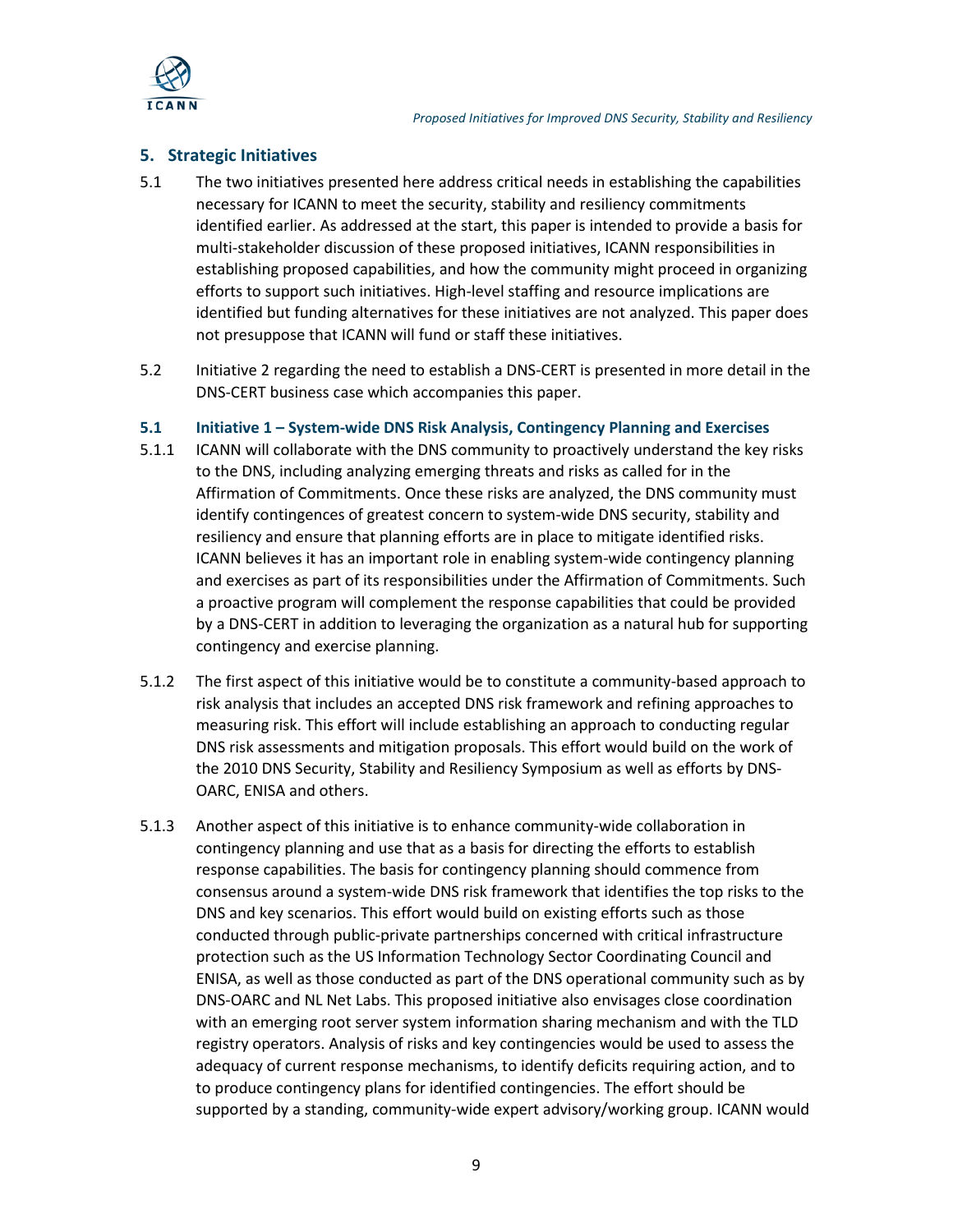## 5. Strategic Initiatives

5.1 The two initiatives presented here address critical needs in establishing the capabilities necessary for ICANN to meet the security, stability and resiliency commitments identified earlier. As addressed at the start, this paper is intended to provide a basis for multi-stakeholder discussion of these proposed initiatives, ICANN responsibilities in establishing proposed capabilities, and how the community might proceed in organizing efforts to support such initiatives. High-level staffing and resource implications are identified but funding alternatives for these initiatives are not analyzed. This paper does not presuppose that ICANN will fund or staff these initiatives.

5.2 Initiative 2 regarding the need to establish a DNS-CERT is presented in more detail in the DNS-CERT business case which accompanies this paper.

### 5.1 Initiative 1 – System-wide DNS Risk Analysis, Contingency Planning and Exercises

5.1.1 ICANN will collaborate with the DNS community to proactively understand the key risks to the DNS, including analyzing emerging threats and risks as called for in the Affirmation of Commitments. Once these risks are analyzed, the DNS community must identify contingences of greatest concern to system-wide DNS security, stability and resiliency and ensure that planning efforts are in place to mitigate identified risks. ICANN believes it has an important role in enabling system-wide contingency planning and exercises as part of its responsibilities under the Affirmation of Commitments. Such a proactive program will complement the response capabilities that could be provided by a DNS-CERT in addition to leveraging the organization as a natural hub for supporting contingency and exercise planning.

5.1.2 The first aspect of this initiative would be to constitute a community-based approach to risk analysis that includes an accepted DNS risk framework and refining approaches to measuring risk. This effort will include establishing an approach to conducting regular DNS risk assessments and mitigation proposals. This effort would build on the work of the 2010 DNS Security, Stability and Resiliency Symposium as well as efforts by DNS-OARC, ENISA and others.

5.1.3 Another aspect of this initiative is to enhance community-wide collaboration in contingency planning and use that as a basis for directing the efforts to establish response capabilities. The basis for contingency planning should commence from consensus around a system-wide DNS risk framework that identifies the top risks to the DNS and key scenarios. This effort would build on existing efforts such as those conducted through public-private partnerships concerned with critical infrastructure protection such as the US Information Technology Sector Coordinating Council and ENISA, as well as those conducted as part of the DNS operational community such as by DNS-OARC and NL Net Labs. This proposed initiative also envisages close coordination with an emerging root server system information sharing mechanism and with the TLD registry operators. Analysis of risks and key contingencies would be used to assess the adequacy of current response mechanisms, to identify deficits requiring action, and to produce contingency plans for identified contingencies. The effort should be supported by a standing, community-wide expert advisory/working group. ICANN would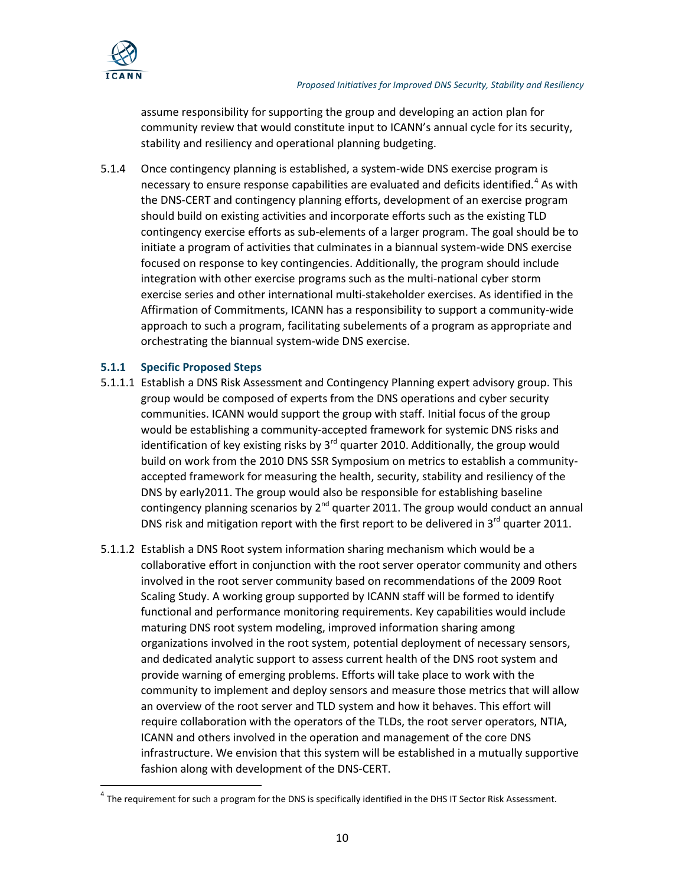assume responsibility for supporting the group and developing an action plan for community review that would constitute input to ICANN's annual cycle for its security, stability and resiliency and operational planning budgeting.

5.1.4 Once contingency planning is established, a system-wide DNS exercise program is necessary to ensure response capabilities are evaluated and deficits identified.[4] As with the DNS-CERT and contingency planning efforts, development of an exercise program should build on existing activities and incorporate efforts such as the existing TLD contingency exercise efforts as sub-elements of a larger program. The goal should be to initiate a program of activities that culminates in a biannual system-wide DNS exercise focused on response to key contingencies. Additionally, the program should include integration with other exercise programs such as the multi-national cyber storm exercise series and other international multi-stakeholder exercises. As identified in the Affirmation of Commitments, ICANN has a responsibility to support a community-wide approach to such a program, facilitating subelements of a program as appropriate and orchestrating the biannual system-wide DNS exercise.

### 5.1.1 Specific Proposed Steps

5.1.1.1 Establish a DNS Risk Assessment and Contingency Planning expert advisory group. This group would be composed of experts from the DNS operations and cyber security communities. ICANN would support the group with staff. Initial focus of the group would be establishing a community-accepted framework for systemic DNS risks and identification of key existing risks by 3rd quarter 2010. Additionally, the group would build on work from the 2010 DNS SSR Symposium on metrics to establish a community-accepted framework for measuring the health, security, stability and resiliency of the DNS by early2011. The group would also be responsible for establishing baseline contingency planning scenarios by 2nd quarter 2011. The group would conduct an annual DNS risk and mitigation report with the first report to be delivered in 3rd quarter 2011.

5.1.1.2 Establish a DNS Root system information sharing mechanism which would be a collaborative effort in conjunction with the root server operator community and others involved in the root server community based on recommendations of the 2009 Root Scaling Study. A working group supported by ICANN staff will be formed to identify functional and performance monitoring requirements. Key capabilities would include maturing DNS root system modeling, improved information sharing among organizations involved in the root system, potential deployment of necessary sensors, and dedicated analytic support to assess current health of the DNS root system and provide warning of emerging problems. Efforts will take place to work with the community to implement and deploy sensors and measure those metrics that will allow an overview of the root server and TLD system and how it behaves. This effort will require collaboration with the operators of the TLDs, the root server operators, NTIA, ICANN and others involved in the operation and management of the core DNS infrastructure. We envision that this system will be established in a mutually supportive fashion along with development of the DNS-CERT.

[4] The requirement for such a program for the DNS is specifically identified in the DHS IT Sector Risk Assessment.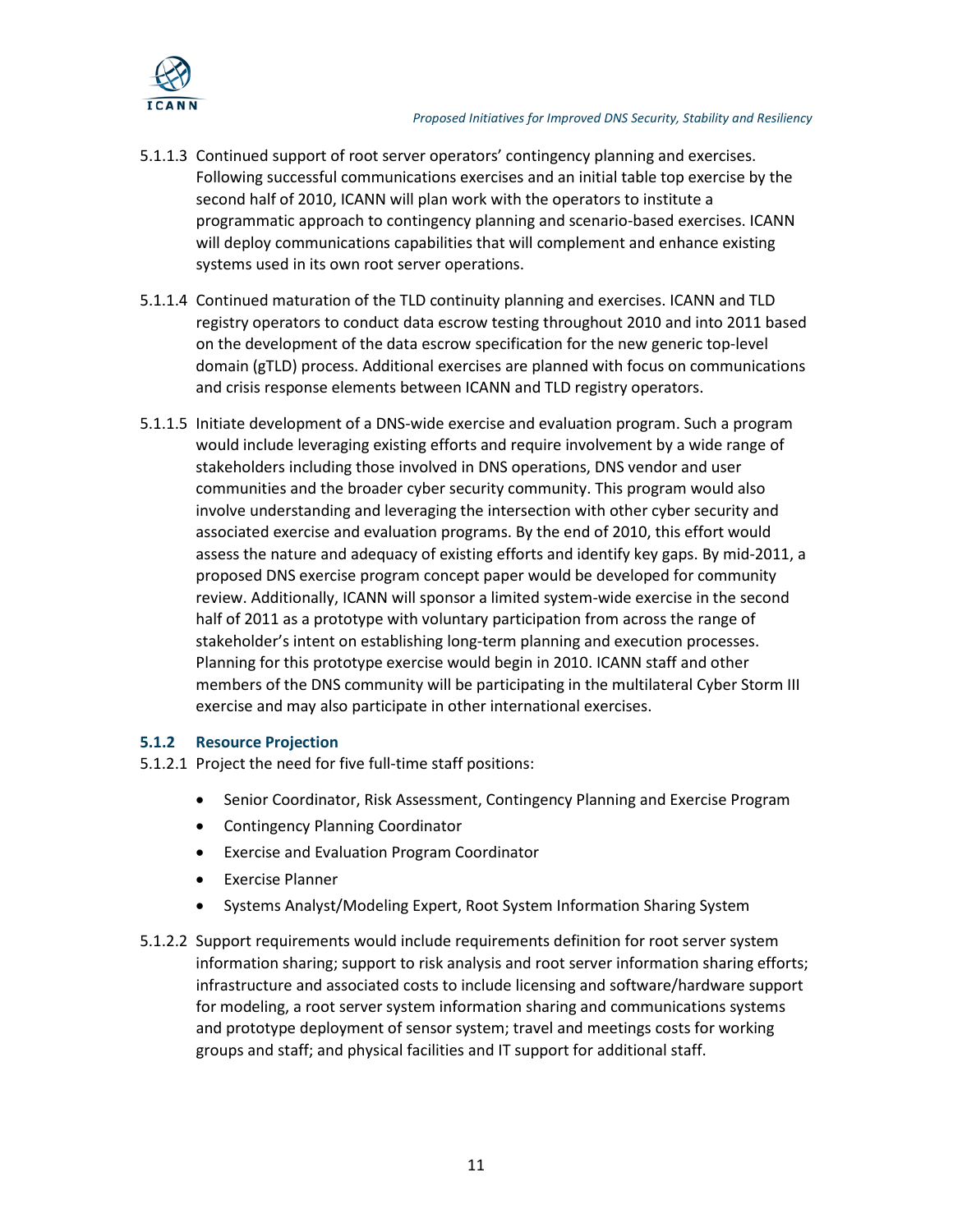5.1.1.3 Continued support of root server operators' contingency planning and exercises. Following successful communications exercises and an initial table top exercise by the second half of 2010, ICANN will plan work with the operators to institute a programmatic approach to contingency planning and scenario-based exercises. ICANN will deploy communications capabilities that will complement and enhance existing systems used in its own root server operations.

5.1.1.4 Continued maturation of the TLD continuity planning and exercises. ICANN and TLD registry operators to conduct data escrow testing throughout 2010 and into 2011 based on the development of the data escrow specification for the new generic top-level domain (gTLD) process. Additional exercises are planned with focus on communications and crisis response elements between ICANN and TLD registry operators.

5.1.1.5 Initiate development of a DNS-wide exercise and evaluation program. Such a program would include leveraging existing efforts and require involvement by a wide range of stakeholders including those involved in DNS operations, DNS vendor and user communities and the broader cyber security community. This program would also involve understanding and leveraging the intersection with other cyber security and associated exercise and evaluation programs. By the end of 2010, this effort would assess the nature and adequacy of existing efforts and identify key gaps. By mid-2011, a proposed DNS exercise program concept paper would be developed for community review. Additionally, ICANN will sponsor a limited system-wide exercise in the second half of 2011 as a prototype with voluntary participation from across the range of stakeholder's intent on establishing long-term planning and execution processes. Planning for this prototype exercise would begin in 2010. ICANN staff and other members of the DNS community will be participating in the multilateral Cyber Storm III exercise and may also participate in other international exercises.

### 5.1.2 Resource Projection

5.1.2.1 Project the need for five full-time staff positions:

- Senior Coordinator, Risk Assessment, Contingency Planning and Exercise Program
- Contingency Planning Coordinator
- Exercise and Evaluation Program Coordinator
- Exercise Planner
- Systems Analyst/Modeling Expert, Root System Information Sharing System

5.1.2.2 Support requirements would include requirements definition for root server system information sharing; support to risk analysis and root server information sharing efforts; infrastructure and associated costs to include licensing and software/hardware support for modeling, a root server system information sharing and communications systems and prototype deployment of sensor system; travel and meetings costs for working groups and staff; and physical facilities and IT support for additional staff.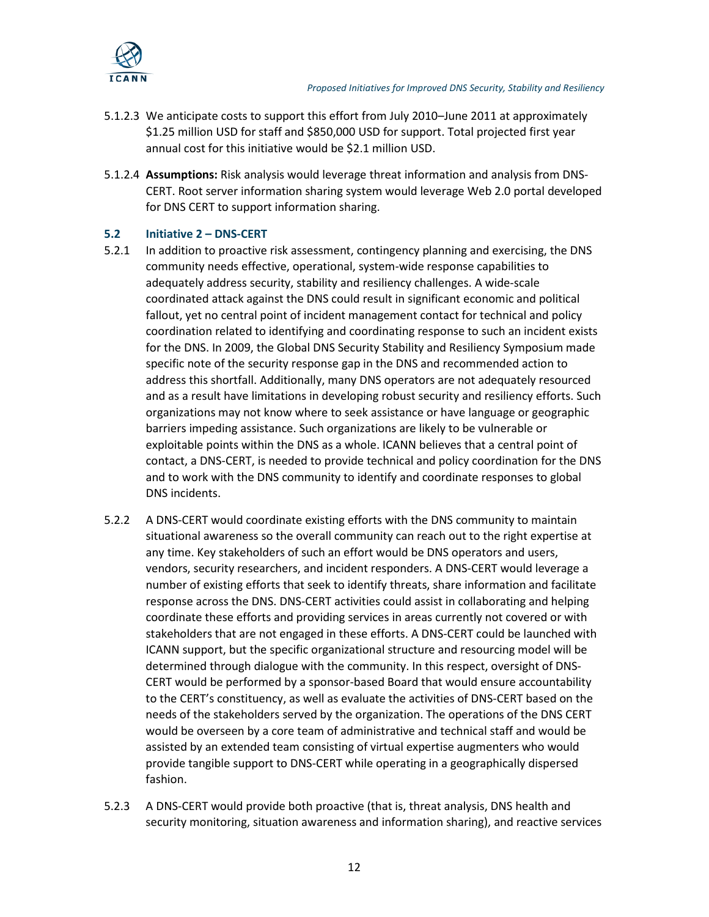5.1.2.3 We anticipate costs to support this effort from July 2010–June 2011 at approximately $1.25 million USD for staff and $850,000 USD for support. Total projected first year annual cost for this initiative would be $2.1 million USD.

5.1.2.4 **Assumptions:** Risk analysis would leverage threat information and analysis from DNS-CERT. Root server information sharing system would leverage Web 2.0 portal developed for DNS CERT to support information sharing.

### 5.2 Initiative 2 – DNS-CERT

5.2.1 In addition to proactive risk assessment, contingency planning and exercising, the DNS community needs effective, operational, system-wide response capabilities to adequately address security, stability and resiliency challenges. A wide-scale coordinated attack against the DNS could result in significant economic and political fallout, yet no central point of incident management contact for technical and policy coordination related to identifying and coordinating response to such an incident exists for the DNS. In 2009, the Global DNS Security Stability and Resiliency Symposium made specific note of the security response gap in the DNS and recommended action to address this shortfall. Additionally, many DNS operators are not adequately resourced and as a result have limitations in developing robust security and resiliency efforts. Such organizations may not know where to seek assistance or have language or geographic barriers impeding assistance. Such organizations are likely to be vulnerable or exploitable points within the DNS as a whole. ICANN believes that a central point of contact, a DNS-CERT, is needed to provide technical and policy coordination for the DNS and to work with the DNS community to identify and coordinate responses to global DNS incidents.

5.2.2 A DNS-CERT would coordinate existing efforts with the DNS community to maintain situational awareness so the overall community can reach out to the right expertise at any time. Key stakeholders of such an effort would be DNS operators and users, vendors, security researchers, and incident responders. A DNS-CERT would leverage a number of existing efforts that seek to identify threats, share information and facilitate response across the DNS. DNS-CERT activities could assist in collaborating and helping coordinate these efforts and providing services in areas currently not covered or with stakeholders that are not engaged in these efforts. A DNS-CERT could be launched with ICANN support, but the specific organizational structure and resourcing model will be determined through dialogue with the community. In this respect, oversight of DNS-CERT would be performed by a sponsor-based Board that would ensure accountability to the CERT's constituency, as well as evaluate the activities of DNS-CERT based on the needs of the stakeholders served by the organization. The operations of the DNS CERT would be overseen by a core team of administrative and technical staff and would be assisted by an extended team consisting of virtual expertise augmenters who would provide tangible support to DNS-CERT while operating in a geographically dispersed fashion.

5.2.3 A DNS-CERT would provide both proactive (that is, threat analysis, DNS health and security monitoring, situation awareness and information sharing), and reactive services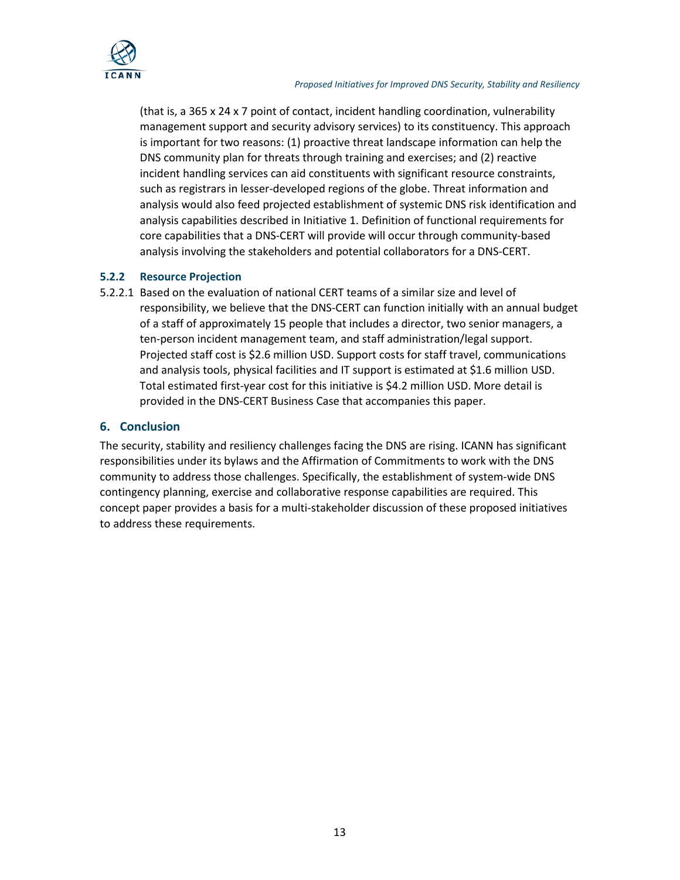(that is, a 365 x 24 x 7 point of contact, incident handling coordination, vulnerability management support and security advisory services) to its constituency. This approach is important for two reasons: (1) proactive threat landscape information can help the DNS community plan for threats through training and exercises; and (2) reactive incident handling services can aid constituents with significant resource constraints, such as registrars in lesser-developed regions of the globe. Threat information and analysis would also feed projected establishment of systemic DNS risk identification and analysis capabilities described in Initiative 1. Definition of functional requirements for core capabilities that a DNS-CERT will provide will occur through community-based analysis involving the stakeholders and potential collaborators for a DNS-CERT.

### 5.2.2 Resource Projection

5.2.2.1 Based on the evaluation of national CERT teams of a similar size and level of responsibility, we believe that the DNS-CERT can function initially with an annual budget of a staff of approximately 15 people that includes a director, two senior managers, a ten-person incident management team, and staff administration/legal support. Projected staff cost is $2.6 million USD. Support costs for staff travel, communications and analysis tools, physical facilities and IT support is estimated at $1.6 million USD. Total estimated first-year cost for this initiative is $4.2 million USD. More detail is provided in the DNS-CERT Business Case that accompanies this paper.

## 6. Conclusion

The security, stability and resiliency challenges facing the DNS are rising. ICANN has significant responsibilities under its bylaws and the Affirmation of Commitments to work with the DNS community to address those challenges. Specifically, the establishment of system-wide DNS contingency planning, exercise and collaborative response capabilities are required. This concept paper provides a basis for a multi-stakeholder discussion of these proposed initiatives to address these requirements.